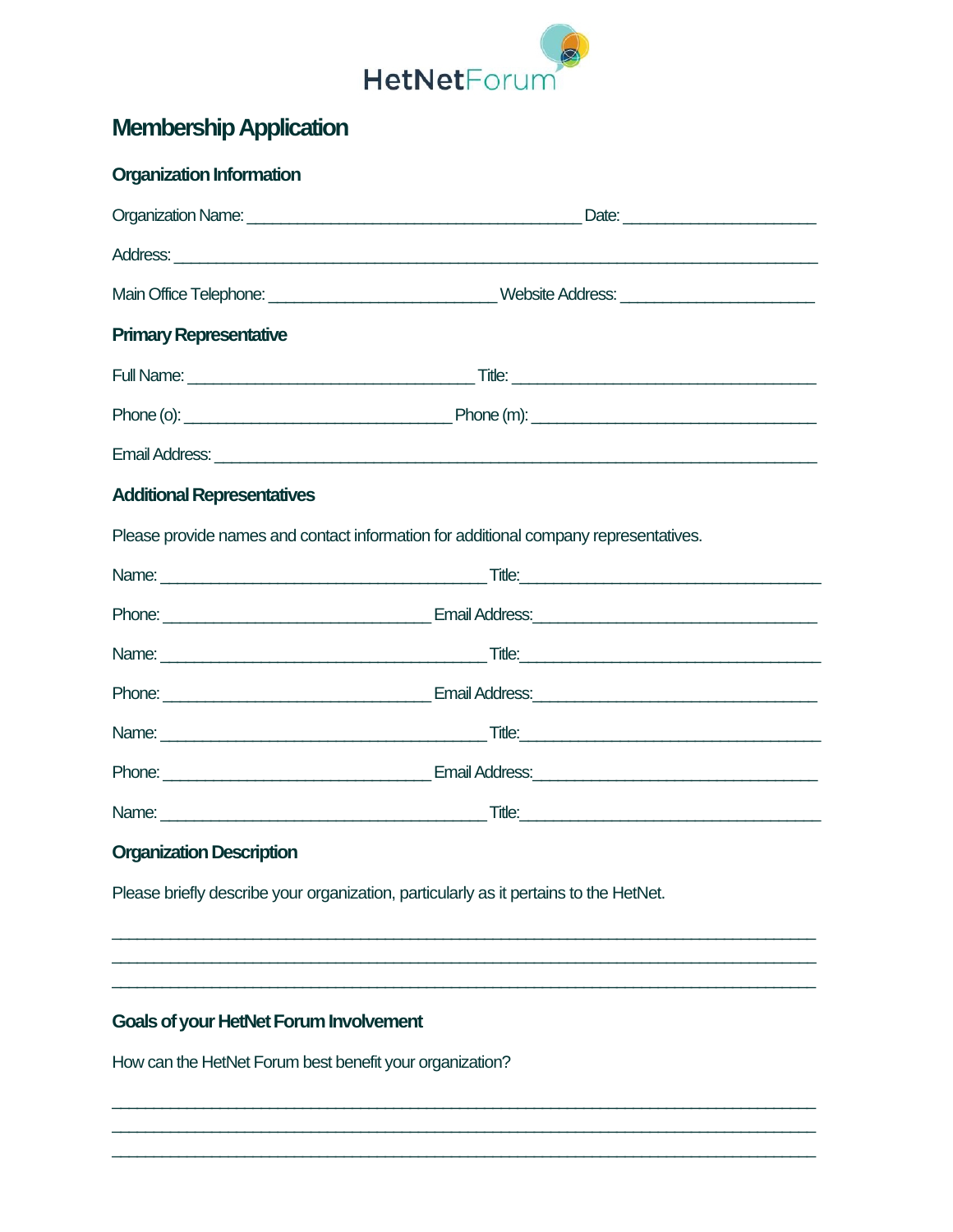HetNetForum

# Membership Application

## Organization Information

Organization Name: ______________________________________ Date: ______________________

Address: __________________________________________________________________________

Main Office Telephone: __________________________ Website Address: _____________________

## Primary Representative

Full Name: ________________________________ Title: __________________________________

Phone (o): ______________________________ Phone (m): ________________________________

Email Address: ______________________________________________________________________

## Additional Representatives

Please provide names and contact information for additional company representatives.

Name: _____________________________________ Title:__________________________________

Phone: ______________________________ Email Address:________________________________

Name: _____________________________________ Title:__________________________________

Phone: ______________________________ Email Address:________________________________

Name: _____________________________________ Title:__________________________________

Phone: ______________________________ Email Address:________________________________

Name: _____________________________________ Title:__________________________________

## Organization Description

Please briefly describe your organization, particularly as it pertains to the HetNet.

________________________________________________________________________________
________________________________________________________________________________
________________________________________________________________________________

## Goals of your HetNet Forum Involvement

How can the HetNet Forum best benefit your organization?

________________________________________________________________________________
________________________________________________________________________________
________________________________________________________________________________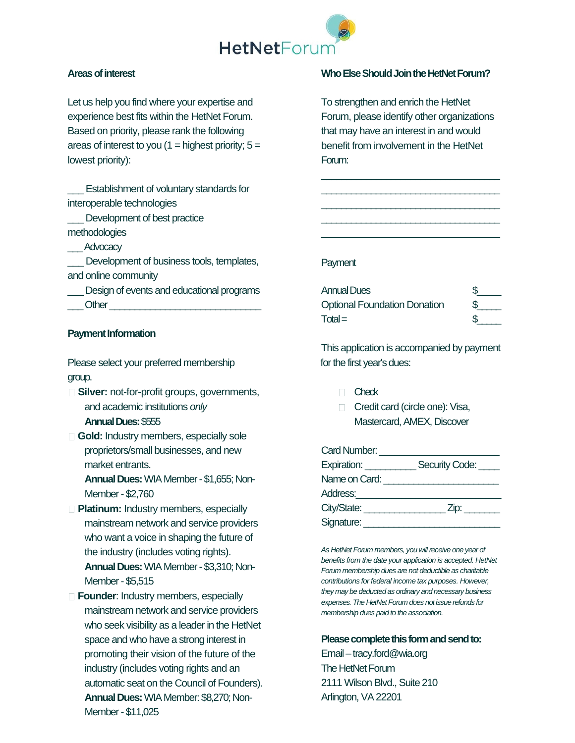HetNetForum

**Areas of interest**

Let us help you find where your expertise and experience best fits within the HetNet Forum. Based on priority, please rank the following areas of interest to you (1 = highest priority; 5 = lowest priority):

___ Establishment of voluntary standards for interoperable technologies
___ Development of best practice methodologies
___ Advocacy
___ Development of business tools, templates, and online community
___ Design of events and educational programs
___ Other ______________________________

**Payment Information**

Please select your preferred membership group.

- ☐ **Silver:** not-for-profit groups, governments, and academic institutions *only*
  **Annual Dues:** $555
- ☐ **Gold:** Industry members, especially sole proprietors/small businesses, and new market entrants.
  **Annual Dues:** WIA Member - $1,655; Non-Member - $2,760
- ☐ **Platinum:** Industry members, especially mainstream network and service providers who want a voice in shaping the future of the industry (includes voting rights).
  **Annual Dues:** WIA Member - $3,310; Non-Member - $5,515
- ☐ **Founder**: Industry members, especially mainstream network and service providers who seek visibility as a leader in the HetNet space and who have a strong interest in promoting their vision of the future of the industry (includes voting rights and an automatic seat on the Council of Founders).
  **Annual Dues:** WIA Member: $8,270; Non-Member - $11,025

**Who Else Should Join the HetNet Forum?**

To strengthen and enrich the HetNet Forum, please identify other organizations that may have an interest in and would benefit from involvement in the HetNet Forum:

___________________________________
___________________________________
___________________________________
___________________________________
___________________________________

Payment

| | |
|---|---|
| Annual Dues | $____ |
| Optional Foundation Donation | $____ |
| Total = | $____ |

This application is accompanied by payment for the first year's dues:

- ☐ Check
- ☐ Credit card (circle one): Visa, Mastercard, AMEX, Discover

Card Number: ______________________
Expiration: __________ Security Code: ____
Name on Card: ______________________
Address:___________________________
City/State: _______________ Zip: _______
Signature: _________________________

*As HetNet Forum members, you will receive one year of benefits from the date your application is accepted. HetNet Forum membership dues are not deductible as charitable contributions for federal income tax purposes. However, they may be deducted as ordinary and necessary business expenses. The HetNet Forum does not issue refunds for membership dues paid to the association.*

**Please complete this form and send to:**
Email – tracy.ford@wia.org
The HetNet Forum
2111 Wilson Blvd., Suite 210
Arlington, VA 22201